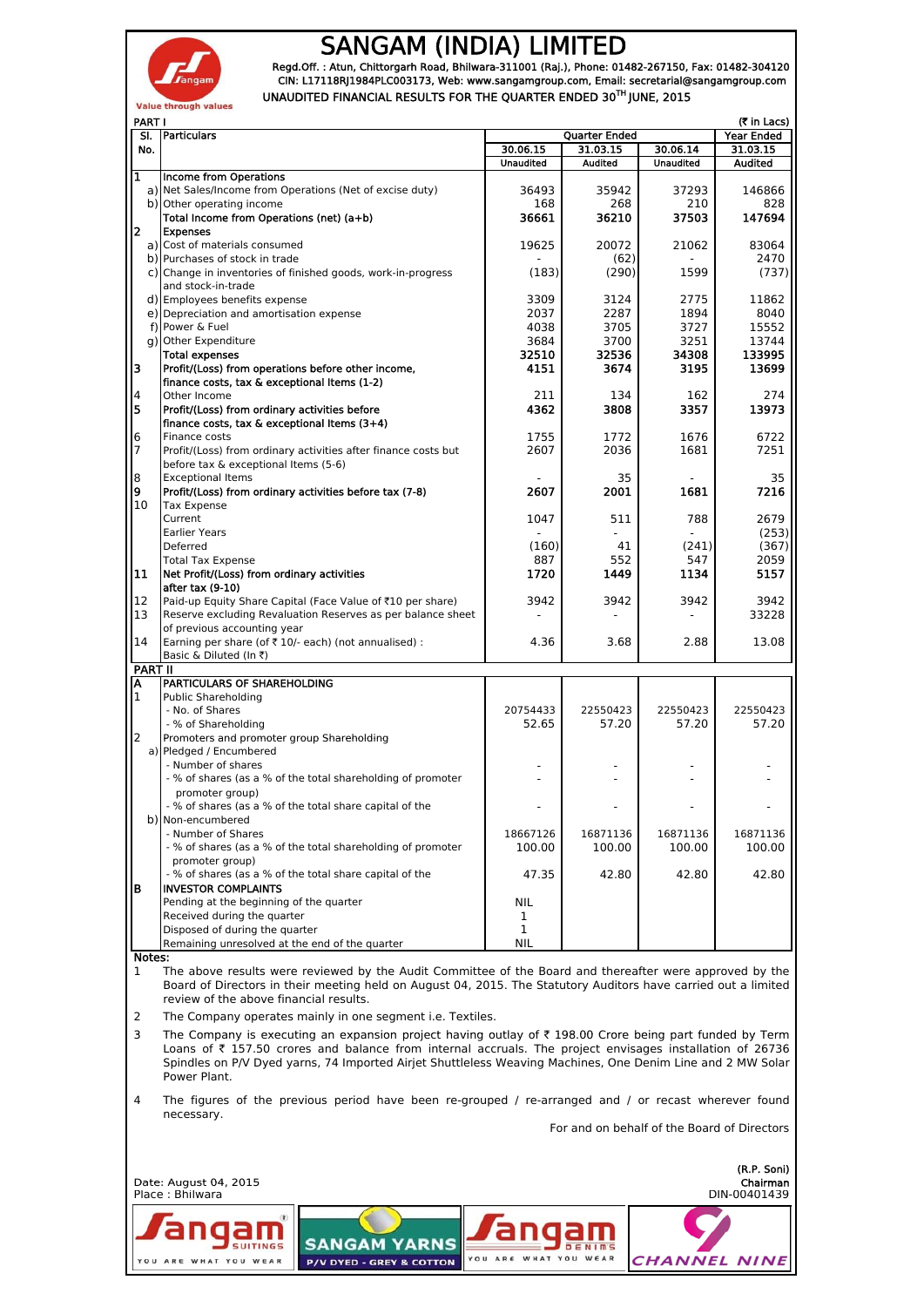# SANGAM (INDIA) LIMITED

Regd.Off. : Atun, Chittorgarh Road, Bhilwara-311001 (Raj.), Phone: 01482-267150, Fax: 01482-304120
CIN: L17118RJ1984PLC003173, Web: www.sangamgroup.com, Email: secretarial@sangamgroup.com

Value through values

## UNAUDITED FINANCIAL RESULTS FOR THE QUARTER ENDED 30TH JUNE, 2015

PART I (₹ in Lacs)

| Sl. No. | Particulars | Quarter Ended | | | Year Ended |
|---|---|---|---|---|---|
| | | 30.06.15 | 31.03.15 | 30.06.14 | 31.03.15 |
| | | Unaudited | Audited | Unaudited | Audited |
| 1 | **Income from Operations** | | | | |
| a) | Net Sales/Income from Operations (Net of excise duty) | 36493 | 35942 | 37293 | 146866 |
| b) | Other operating income | 168 | 268 | 210 | 828 |
| | **Total Income from Operations (net) (a+b)** | **36661** | **36210** | **37503** | **147694** |
| 2 | **Expenses** | | | | |
| a) | Cost of materials consumed | 19625 | 20072 | 21062 | 83064 |
| b) | Purchases of stock in trade | - | (62) | - | 2470 |
| c) | Change in inventories of finished goods, work-in-progress and stock-in-trade | (183) | (290) | 1599 | (737) |
| d) | Employees benefits expense | 3309 | 3124 | 2775 | 11862 |
| e) | Depreciation and amortisation expense | 2037 | 2287 | 1894 | 8040 |
| f) | Power & Fuel | 4038 | 3705 | 3727 | 15552 |
| g) | Other Expenditure | 3684 | 3700 | 3251 | 13744 |
| | **Total expenses** | **32510** | **32536** | **34308** | **133995** |
| 3 | **Profit/(Loss) from operations before other income, finance costs, tax & exceptional Items (1-2)** | **4151** | **3674** | **3195** | **13699** |
| 4 | Other Income | 211 | 134 | 162 | 274 |
| 5 | **Profit/(Loss) from ordinary activities before finance costs, tax & exceptional Items (3+4)** | **4362** | **3808** | **3357** | **13973** |
| 6 | Finance costs | 1755 | 1772 | 1676 | 6722 |
| 7 | Profit/(Loss) from ordinary activities after finance costs but before tax & exceptional Items (5-6) | 2607 | 2036 | 1681 | 7251 |
| 8 | Exceptional Items | - | 35 | - | 35 |
| 9 | **Profit/(Loss) from ordinary activities before tax (7-8)** | **2607** | **2001** | **1681** | **7216** |
| 10 | Tax Expense | | | | |
| | Current | 1047 | 511 | 788 | 2679 |
| | Earlier Years | - | - | - | (253) |
| | Deferred | (160) | 41 | (241) | (367) |
| | Total Tax Expense | 887 | 552 | 547 | 2059 |
| 11 | **Net Profit/(Loss) from ordinary activities after tax (9-10)** | **1720** | **1449** | **1134** | **5157** |
| 12 | Paid-up Equity Share Capital (Face Value of ₹10 per share) | 3942 | 3942 | 3942 | 3942 |
| 13 | Reserve excluding Revaluation Reserves as per balance sheet of previous accounting year | - | - | - | 33228 |
| 14 | Earning per share (of ₹ 10/- each) (not annualised) : Basic & Diluted (In ₹) | 4.36 | 3.68 | 2.88 | 13.08 |

PART II

| | | 30.06.15 | 31.03.15 | 30.06.14 | 31.03.15 |
|---|---|---|---|---|---|
| A | **PARTICULARS OF SHAREHOLDING** | | | | |
| 1 | Public Shareholding | | | | |
| | - No. of Shares | 20754433 | 22550423 | 22550423 | 22550423 |
| | - % of Shareholding | 52.65 | 57.20 | 57.20 | 57.20 |
| 2 | Promoters and promoter group Shareholding | | | | |
| a) | Pledged / Encumbered | | | | |
| | - Number of shares | - | - | - | - |
| | - % of shares (as a % of the total shareholding of promoter promoter group) | - | - | - | - |
| | - % of shares (as a % of the total share capital of the | - | - | - | - |
| b) | Non-encumbered | | | | |
| | - Number of Shares | 18667126 | 16871136 | 16871136 | 16871136 |
| | - % of shares (as a % of the total shareholding of promoter promoter group) | 100.00 | 100.00 | 100.00 | 100.00 |
| | - % of shares (as a % of the total share capital of the | 47.35 | 42.80 | 42.80 | 42.80 |
| B | **INVESTOR COMPLAINTS** | | | | |
| | Pending at the beginning of the quarter | NIL | | | |
| | Received during the quarter | 1 | | | |
| | Disposed of during the quarter | 1 | | | |
| | Remaining unresolved at the end of the quarter | NIL | | | |

**Notes:**

1. The above results were reviewed by the Audit Committee of the Board and thereafter were approved by the Board of Directors in their meeting held on August 04, 2015. The Statutory Auditors have carried out a limited review of the above financial results.
2. The Company operates mainly in one segment i.e. Textiles.
3. The Company is executing an expansion project having outlay of ₹ 198.00 Crore being part funded by Term Loans of ₹ 157.50 crores and balance from internal accruals. The project envisages installation of 26736 Spindles on P/V Dyed yarns, 74 Imported Airjet Shuttleless Weaving Machines, One Denim Line and 2 MW Solar Power Plant.
4. The figures of the previous period have been re-grouped / re-arranged and / or recast wherever found necessary.

For and on behalf of the Board of Directors

Date: August 04, 2015
Place : Bhilwara

**(R.P. Soni)**
**Chairman**
DIN-00401439

Sangam SUITINGS — YOU ARE WHAT YOU WEAR | SANGAM YARNS — P/V DYED - GREY & COTTON | Sangam DENIMS — YOU ARE WHAT YOU WEAR | CHANNEL NINE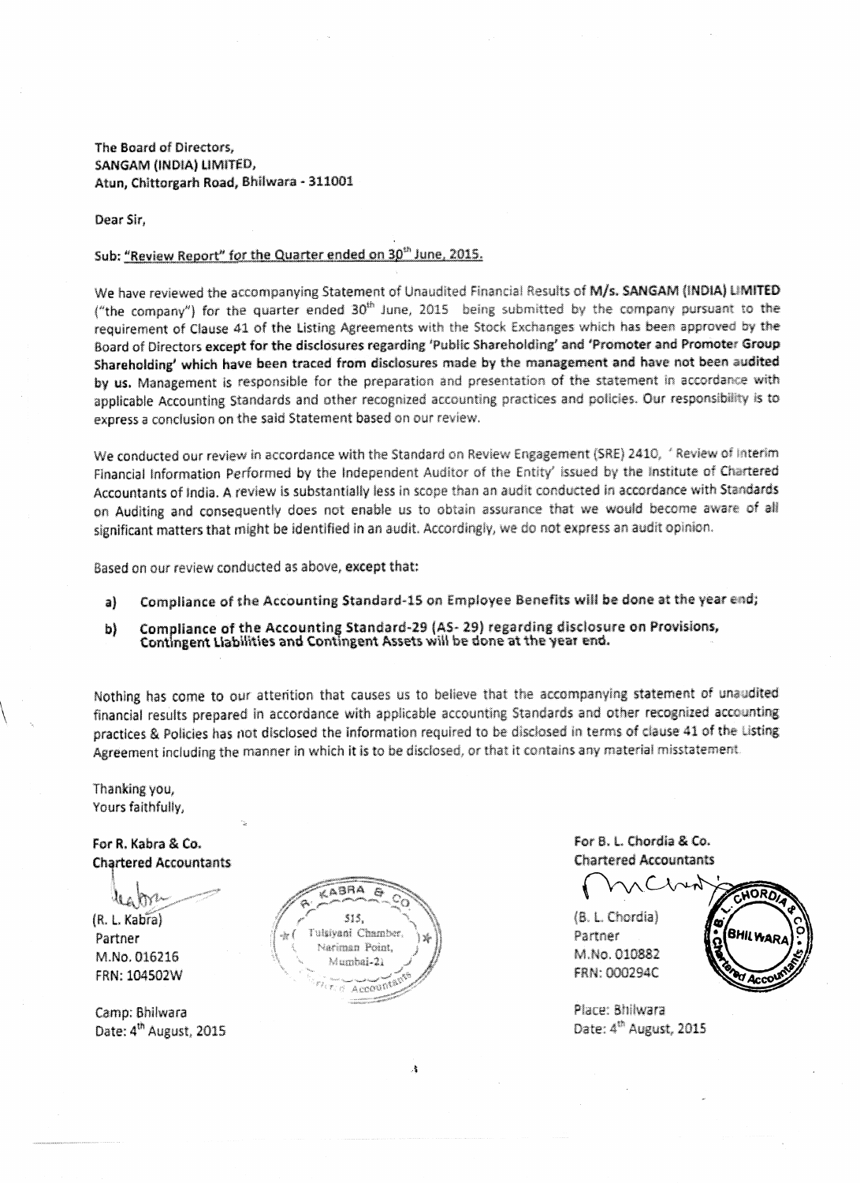The Board of Directors,
**SANGAM (INDIA) LIMITED,**
**Atun, Chittorgarh Road, Bhilwara - 311001**

Dear Sir,

**Sub: "Review Report" for the Quarter ended on 30th June, 2015.**

We have reviewed the accompanying Statement of Unaudited Financial Results of **M/s. SANGAM (INDIA) LIMITED** ("the company") for the quarter ended 30th June, 2015 being submitted by the company pursuant to the requirement of Clause 41 of the Listing Agreements with the Stock Exchanges which has been approved by the Board of Directors **except for the disclosures regarding 'Public Shareholding' and 'Promoter and Promoter Group Shareholding' which have been traced from disclosures made by the management and have not been audited by us.** Management is responsible for the preparation and presentation of the statement in accordance with applicable Accounting Standards and other recognized accounting practices and policies. Our responsibility is to express a conclusion on the said Statement based on our review.

We conducted our review in accordance with the Standard on Review Engagement (SRE) 2410, 'Review of Interim Financial Information Performed by the Independent Auditor of the Entity' issued by the Institute of Chartered Accountants of India. A review is substantially less in scope than an audit conducted in accordance with Standards on Auditing and consequently does not enable us to obtain assurance that we would become aware of all significant matters that might be identified in an audit. Accordingly, we do not express an audit opinion.

Based on our review conducted as above, **except that:**

a) **Compliance of the Accounting Standard-15 on Employee Benefits will be done at the year end;**

b) **Compliance of the Accounting Standard-29 (AS- 29) regarding disclosure on Provisions, Contingent Liabilities and Contingent Assets will be done at the year end.**

Nothing has come to our attention that causes us to believe that the accompanying statement of unaudited financial results prepared in accordance with applicable accounting Standards and other recognized accounting practices & Policies has not disclosed the information required to be disclosed in terms of clause 41 of the Listing Agreement including the manner in which it is to be disclosed, or that it contains any material misstatement.

Thanking you,
Yours faithfully,

**For R. Kabra & Co.**
**Chartered Accountants**

(R. L. Kabra)
Partner
M.No. 016216
FRN: 104502W

Camp: Bhilwara
Date: 4th August, 2015

**For B. L. Chordia & Co.**
**Chartered Accountants**

(B. L. Chordia)
Partner
M.No. 010882
FRN: 000294C

Place: Bhilwara
Date: 4th August, 2015